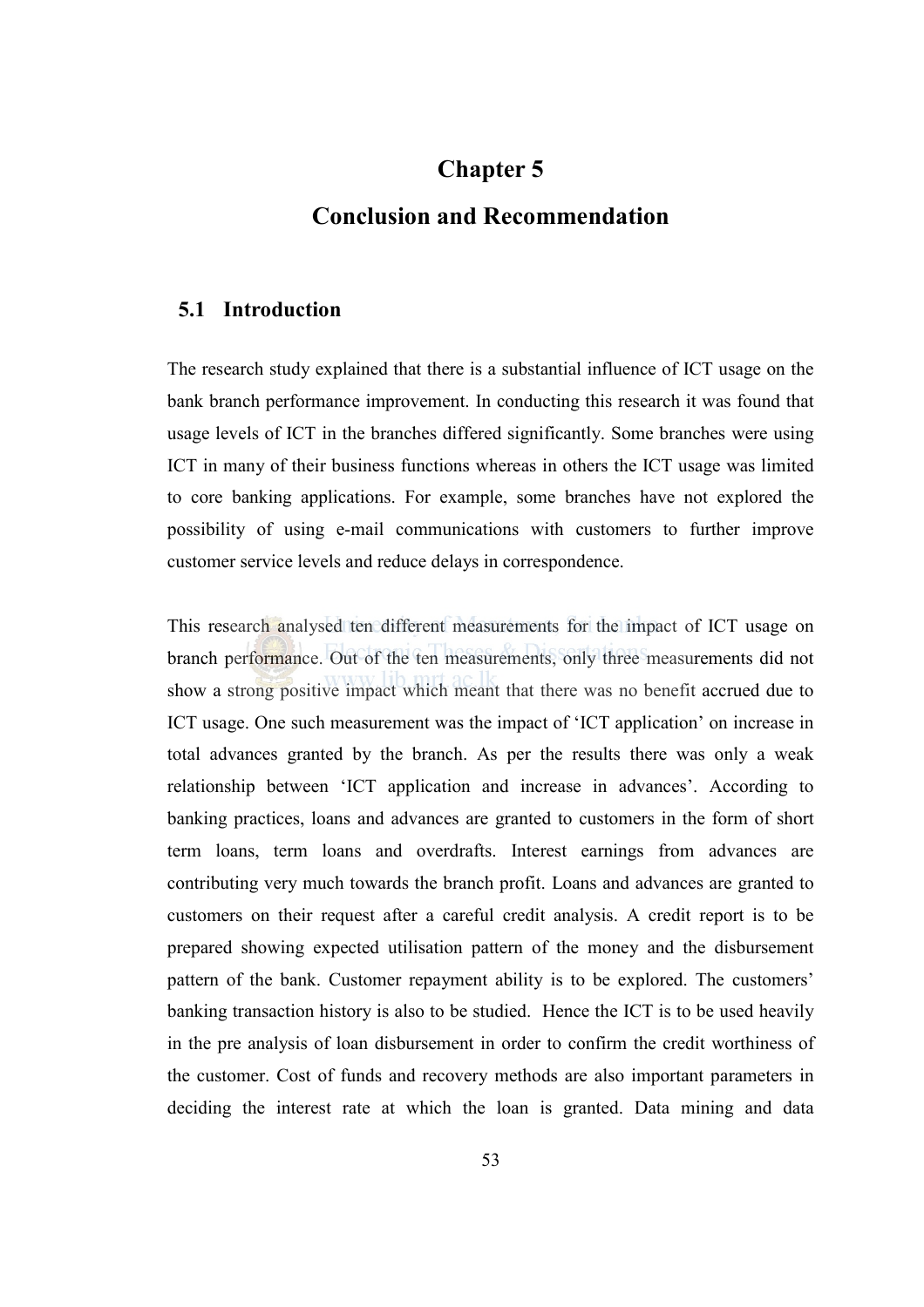# Chapter 5

# Conclusion and Recommendation

## 5.1 Introduction

The research study explained that there is a substantial influence of ICT usage on the bank branch performance improvement. In conducting this research it was found that usage levels of ICT in the branches differed significantly. Some branches were using ICT in many of their business functions whereas in others the ICT usage was limited to core banking applications. For example, some branches have not explored the possibility of using e-mail communications with customers to further improve customer service levels and reduce delays in correspondence.

This research analysed ten different measurements for the impact of ICT usage on branch performance. Out of the ten measurements, only three measurements did not show a strong positive impact which meant that there was no benefit accrued due to ICT usage. One such measurement was the impact of 'ICT application' on increase in total advances granted by the branch. As per the results there was only a weak relationship between 'ICT application and increase in advances'. According to banking practices, loans and advances are granted to customers in the form of short term loans, term loans and overdrafts. Interest earnings from advances are contributing very much towards the branch profit. Loans and advances are granted to customers on their request after a careful credit analysis. A credit report is to be prepared showing expected utilisation pattern of the money and the disbursement pattern of the bank. Customer repayment ability is to be explored. The customers' banking transaction history is also to be studied. Hence the ICT is to be used heavily in the pre analysis of loan disbursement in order to confirm the credit worthiness of the customer. Cost of funds and recovery methods are also important parameters in deciding the interest rate at which the loan is granted. Data mining and data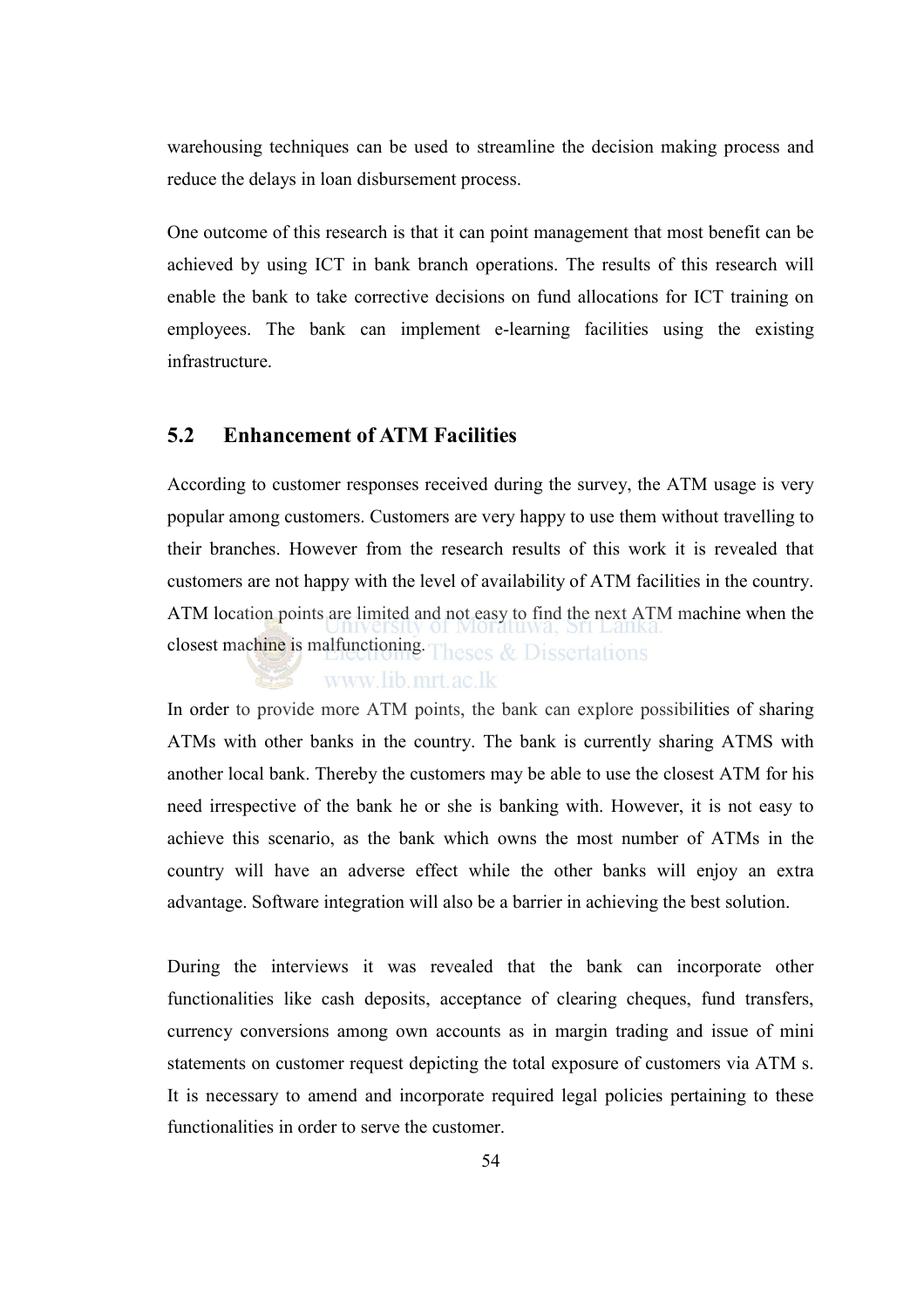warehousing techniques can be used to streamline the decision making process and reduce the delays in loan disbursement process.

One outcome of this research is that it can point management that most benefit can be achieved by using ICT in bank branch operations. The results of this research will enable the bank to take corrective decisions on fund allocations for ICT training on employees. The bank can implement e-learning facilities using the existing infrastructure.

## 5.2 Enhancement of ATM Facilities

According to customer responses received during the survey, the ATM usage is very popular among customers. Customers are very happy to use them without travelling to their branches. However from the research results of this work it is revealed that customers are not happy with the level of availability of ATM facilities in the country. ATM location points are limited and not easy to find the next ATM machine when the closest machine is malfunctioning.

In order to provide more ATM points, the bank can explore possibilities of sharing ATMs with other banks in the country. The bank is currently sharing ATMS with another local bank. Thereby the customers may be able to use the closest ATM for his need irrespective of the bank he or she is banking with. However, it is not easy to achieve this scenario, as the bank which owns the most number of ATMs in the country will have an adverse effect while the other banks will enjoy an extra advantage. Software integration will also be a barrier in achieving the best solution.

During the interviews it was revealed that the bank can incorporate other functionalities like cash deposits, acceptance of clearing cheques, fund transfers, currency conversions among own accounts as in margin trading and issue of mini statements on customer request depicting the total exposure of customers via ATM s. It is necessary to amend and incorporate required legal policies pertaining to these functionalities in order to serve the customer.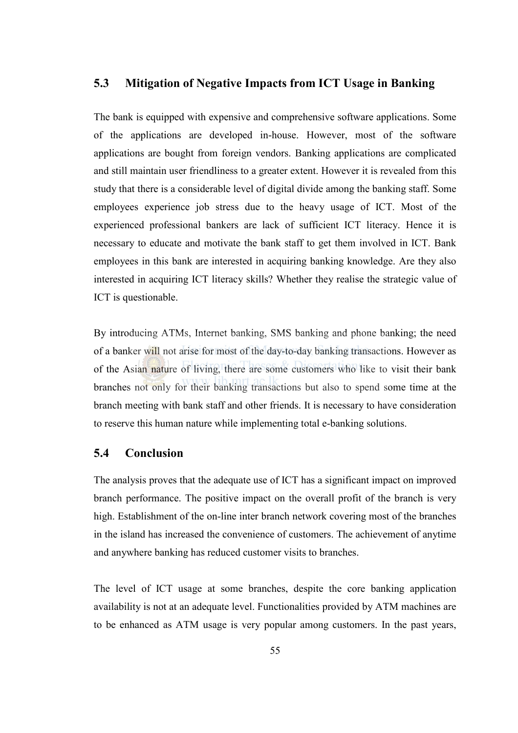## 5.3 Mitigation of Negative Impacts from ICT Usage in Banking

The bank is equipped with expensive and comprehensive software applications. Some of the applications are developed in-house. However, most of the software applications are bought from foreign vendors. Banking applications are complicated and still maintain user friendliness to a greater extent. However it is revealed from this study that there is a considerable level of digital divide among the banking staff. Some employees experience job stress due to the heavy usage of ICT. Most of the experienced professional bankers are lack of sufficient ICT literacy. Hence it is necessary to educate and motivate the bank staff to get them involved in ICT. Bank employees in this bank are interested in acquiring banking knowledge. Are they also interested in acquiring ICT literacy skills? Whether they realise the strategic value of ICT is questionable.

By introducing ATMs, Internet banking, SMS banking and phone banking; the need of a banker will not arise for most of the day-to-day banking transactions. However as of the Asian nature of living, there are some customers who like to visit their bank branches not only for their banking transactions but also to spend some time at the branch meeting with bank staff and other friends. It is necessary to have consideration to reserve this human nature while implementing total e-banking solutions.

## 5.4 Conclusion

The analysis proves that the adequate use of ICT has a significant impact on improved branch performance. The positive impact on the overall profit of the branch is very high. Establishment of the on-line inter branch network covering most of the branches in the island has increased the convenience of customers. The achievement of anytime and anywhere banking has reduced customer visits to branches.

The level of ICT usage at some branches, despite the core banking application availability is not at an adequate level. Functionalities provided by ATM machines are to be enhanced as ATM usage is very popular among customers. In the past years,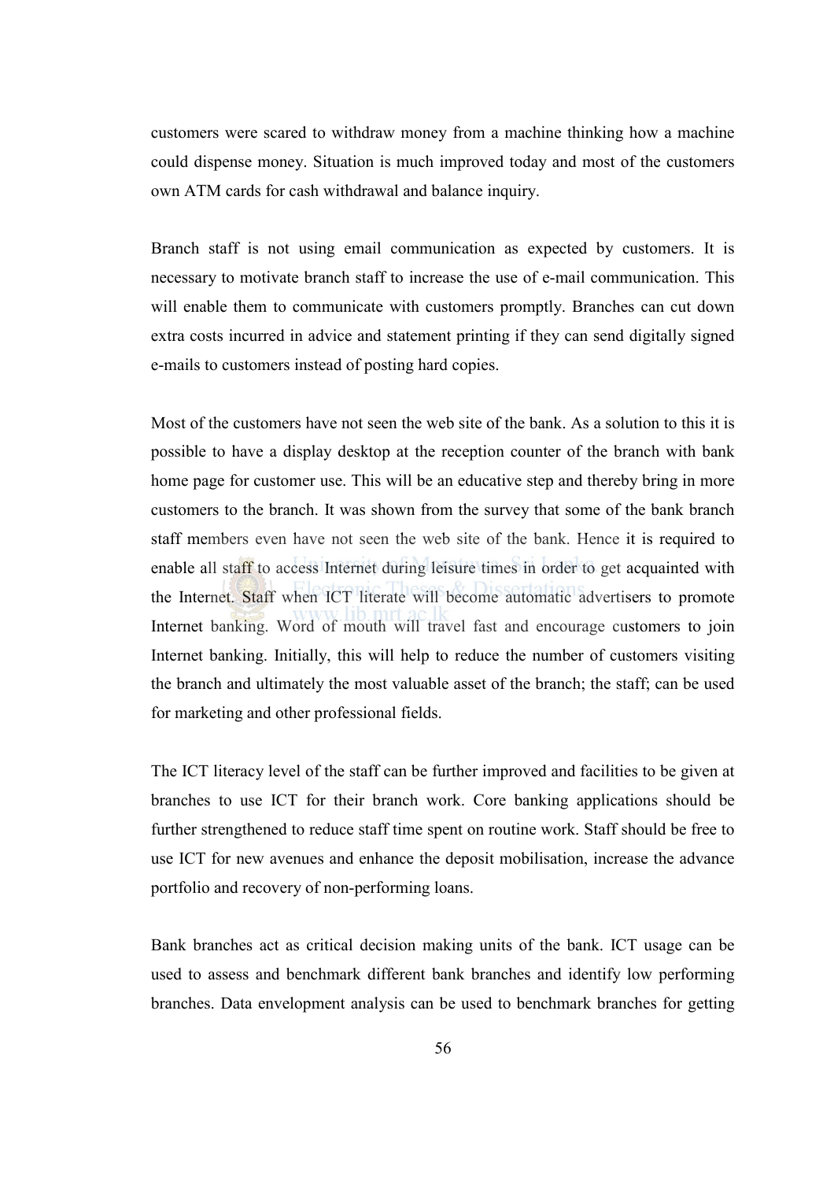customers were scared to withdraw money from a machine thinking how a machine could dispense money. Situation is much improved today and most of the customers own ATM cards for cash withdrawal and balance inquiry.

Branch staff is not using email communication as expected by customers. It is necessary to motivate branch staff to increase the use of e-mail communication. This will enable them to communicate with customers promptly. Branches can cut down extra costs incurred in advice and statement printing if they can send digitally signed e-mails to customers instead of posting hard copies.

Most of the customers have not seen the web site of the bank. As a solution to this it is possible to have a display desktop at the reception counter of the branch with bank home page for customer use. This will be an educative step and thereby bring in more customers to the branch. It was shown from the survey that some of the bank branch staff members even have not seen the web site of the bank. Hence it is required to enable all staff to access Internet during leisure times in order to get acquainted with the Internet. Staff when ICT literate will become automatic advertisers to promote Internet banking. Word of mouth will travel fast and encourage customers to join Internet banking. Initially, this will help to reduce the number of customers visiting the branch and ultimately the most valuable asset of the branch; the staff; can be used for marketing and other professional fields.

The ICT literacy level of the staff can be further improved and facilities to be given at branches to use ICT for their branch work. Core banking applications should be further strengthened to reduce staff time spent on routine work. Staff should be free to use ICT for new avenues and enhance the deposit mobilisation, increase the advance portfolio and recovery of non-performing loans.

Bank branches act as critical decision making units of the bank. ICT usage can be used to assess and benchmark different bank branches and identify low performing branches. Data envelopment analysis can be used to benchmark branches for getting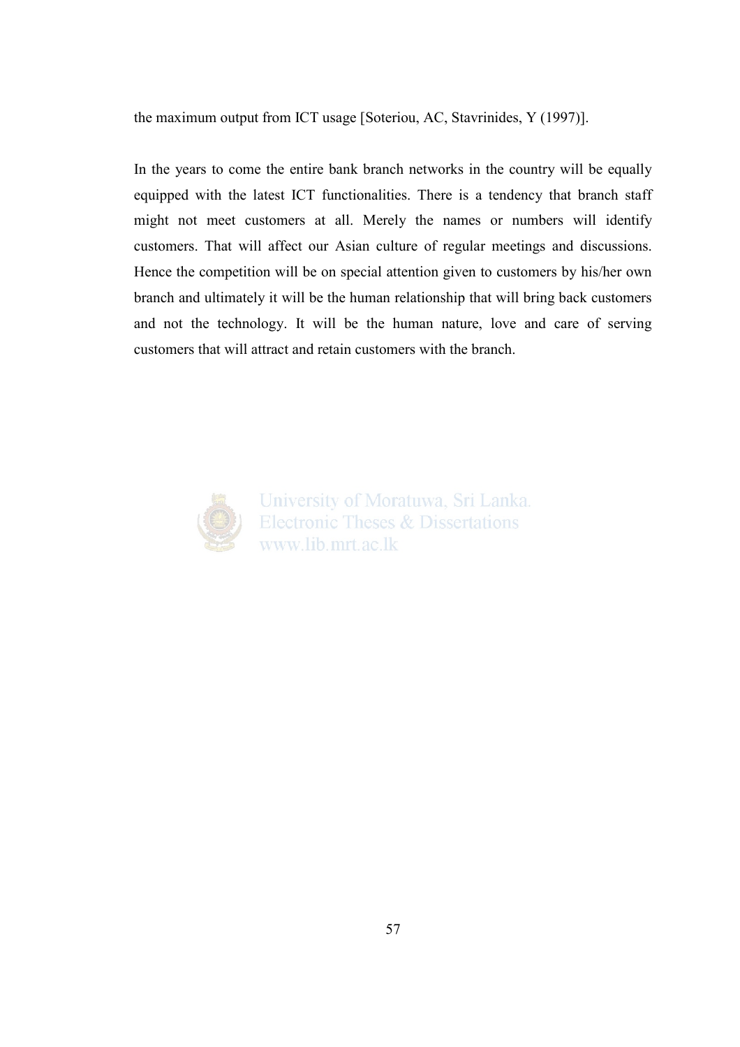the maximum output from ICT usage [Soteriou, AC, Stavrinides, Y (1997)].

In the years to come the entire bank branch networks in the country will be equally equipped with the latest ICT functionalities. There is a tendency that branch staff might not meet customers at all. Merely the names or numbers will identify customers. That will affect our Asian culture of regular meetings and discussions. Hence the competition will be on special attention given to customers by his/her own branch and ultimately it will be the human relationship that will bring back customers and not the technology. It will be the human nature, love and care of serving customers that will attract and retain customers with the branch.